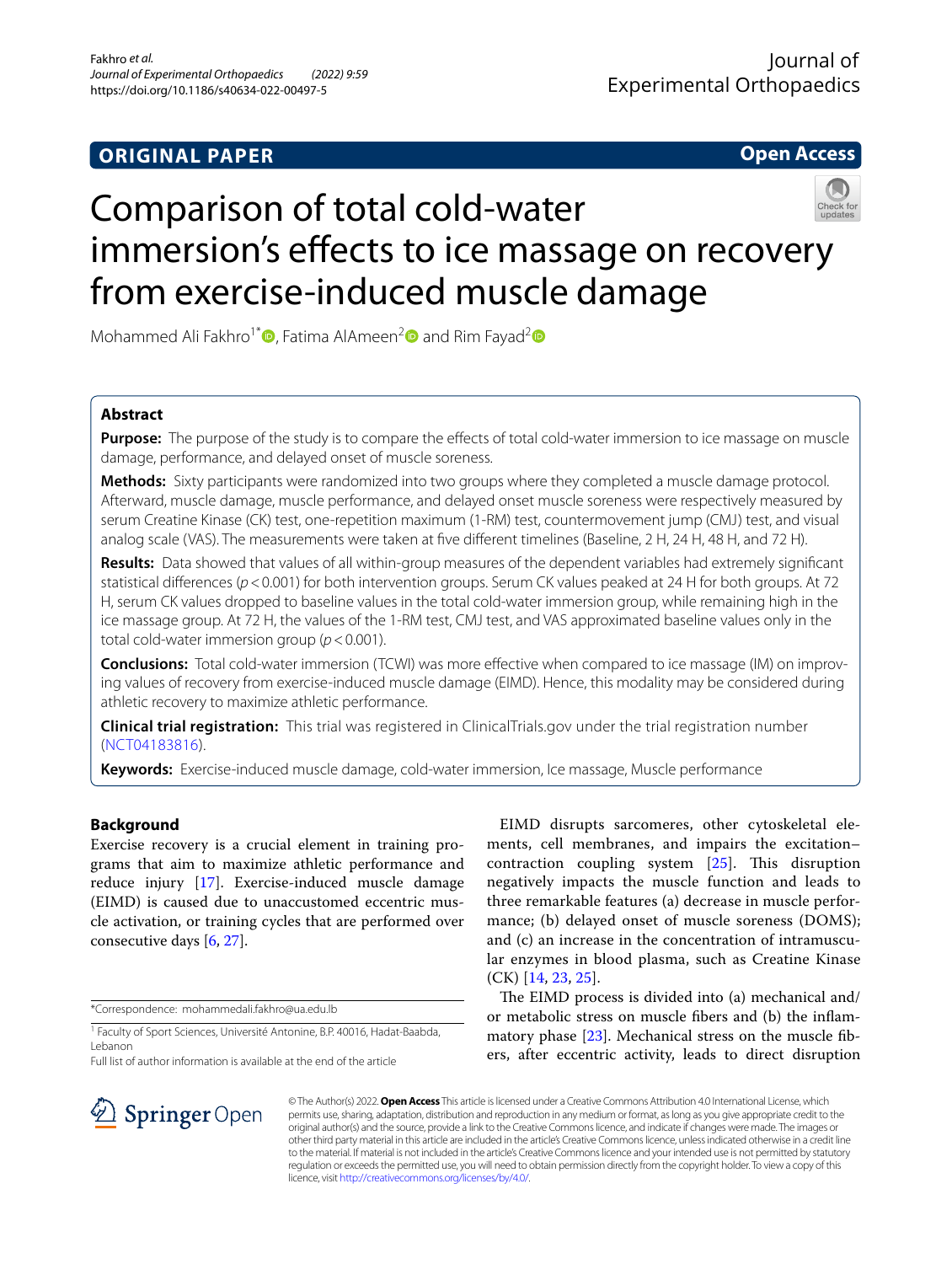ORIGINAL PAPER

Open Access

# Comparison of total cold-water immersion's effects to ice massage on recovery from exercise-induced muscle damage

Mohammed Ali Fakhro[1*], Fatima AlAmeen[2] and Rim Fayad[2]

## Abstract

**Purpose:** The purpose of the study is to compare the effects of total cold-water immersion to ice massage on muscle damage, performance, and delayed onset of muscle soreness.

**Methods:** Sixty participants were randomized into two groups where they completed a muscle damage protocol. Afterward, muscle damage, muscle performance, and delayed onset muscle soreness were respectively measured by serum Creatine Kinase (CK) test, one-repetition maximum (1-RM) test, countermovement jump (CMJ) test, and visual analog scale (VAS). The measurements were taken at five different timelines (Baseline, 2 H, 24 H, 48 H, and 72 H).

**Results:** Data showed that values of all within-group measures of the dependent variables had extremely significant statistical differences ($p < 0.001$) for both intervention groups. Serum CK values peaked at 24 H for both groups. At 72 H, serum CK values dropped to baseline values in the total cold-water immersion group, while remaining high in the ice massage group. At 72 H, the values of the 1-RM test, CMJ test, and VAS approximated baseline values only in the total cold-water immersion group ($p < 0.001$).

**Conclusions:** Total cold-water immersion (TCWI) was more effective when compared to ice massage (IM) on improving values of recovery from exercise-induced muscle damage (EIMD). Hence, this modality may be considered during athletic recovery to maximize athletic performance.

**Clinical trial registration:** This trial was registered in ClinicalTrials.gov under the trial registration number (NCT04183816).

**Keywords:** Exercise-induced muscle damage, cold-water immersion, Ice massage, Muscle performance

## Background

Exercise recovery is a crucial element in training programs that aim to maximize athletic performance and reduce injury [17]. Exercise-induced muscle damage (EIMD) is caused due to unaccustomed eccentric muscle activation, or training cycles that are performed over consecutive days [6, 27].

EIMD disrupts sarcomeres, other cytoskeletal elements, cell membranes, and impairs the excitation–contraction coupling system [25]. This disruption negatively impacts the muscle function and leads to three remarkable features (a) decrease in muscle performance; (b) delayed onset of muscle soreness (DOMS); and (c) an increase in the concentration of intramuscular enzymes in blood plasma, such as Creatine Kinase (CK) [14, 23, 25].

The EIMD process is divided into (a) mechanical and/or metabolic stress on muscle fibers and (b) the inflammatory phase [23]. Mechanical stress on the muscle fibers, after eccentric activity, leads to direct disruption

*Correspondence: mohammedali.fakhro@ua.edu.lb

[1] Faculty of Sport Sciences, Université Antonine, B.P. 40016, Hadat-Baabda, Lebanon

Full list of author information is available at the end of the article

© The Author(s) 2022. **Open Access** This article is licensed under a Creative Commons Attribution 4.0 International License, which permits use, sharing, adaptation, distribution and reproduction in any medium or format, as long as you give appropriate credit to the original author(s) and the source, provide a link to the Creative Commons licence, and indicate if changes were made. The images or other third party material in this article are included in the article's Creative Commons licence, unless indicated otherwise in a credit line to the material. If material is not included in the article's Creative Commons licence and your intended use is not permitted by statutory regulation or exceeds the permitted use, you will need to obtain permission directly from the copyright holder. To view a copy of this licence, visit http://creativecommons.org/licenses/by/4.0/.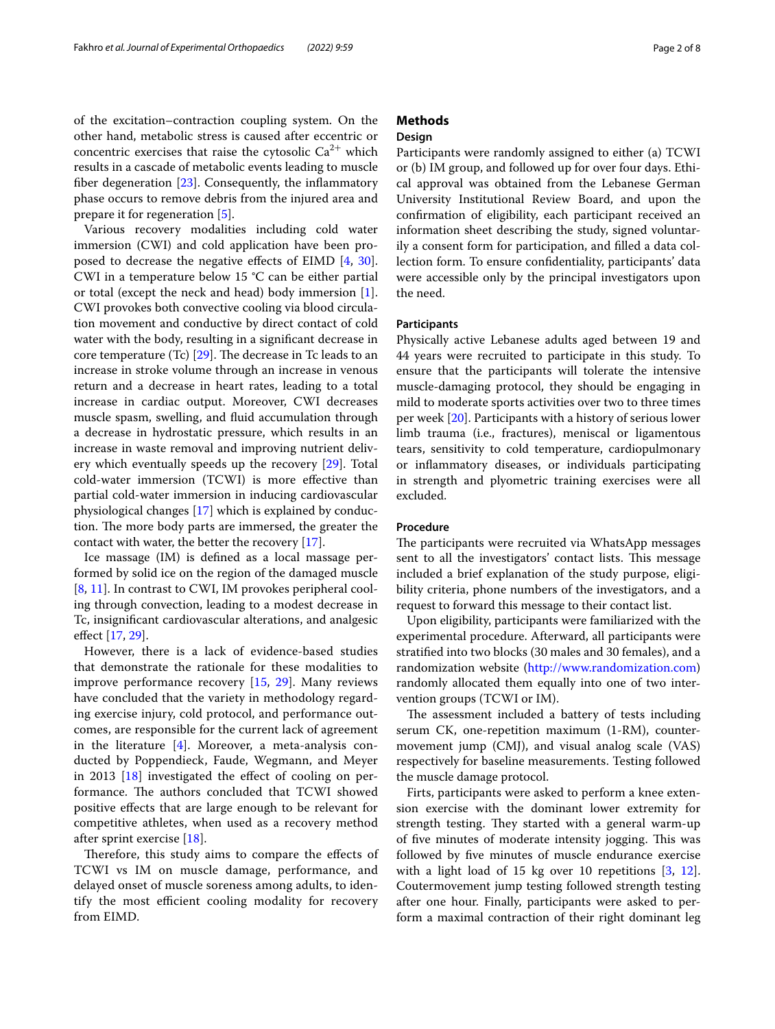of the excitation–contraction coupling system. On the other hand, metabolic stress is caused after eccentric or concentric exercises that raise the cytosolic $Ca^{2+}$ which results in a cascade of metabolic events leading to muscle fiber degeneration [23]. Consequently, the inflammatory phase occurs to remove debris from the injured area and prepare it for regeneration [5].

Various recovery modalities including cold water immersion (CWI) and cold application have been proposed to decrease the negative effects of EIMD [4, 30]. CWI in a temperature below 15 °C can be either partial or total (except the neck and head) body immersion [1]. CWI provokes both convective cooling via blood circulation movement and conductive by direct contact of cold water with the body, resulting in a significant decrease in core temperature (Tc) [29]. The decrease in Tc leads to an increase in stroke volume through an increase in venous return and a decrease in heart rates, leading to a total increase in cardiac output. Moreover, CWI decreases muscle spasm, swelling, and fluid accumulation through a decrease in hydrostatic pressure, which results in an increase in waste removal and improving nutrient delivery which eventually speeds up the recovery [29]. Total cold-water immersion (TCWI) is more effective than partial cold-water immersion in inducing cardiovascular physiological changes [17] which is explained by conduction. The more body parts are immersed, the greater the contact with water, the better the recovery [17].

Ice massage (IM) is defined as a local massage performed by solid ice on the region of the damaged muscle [8, 11]. In contrast to CWI, IM provokes peripheral cooling through convection, leading to a modest decrease in Tc, insignificant cardiovascular alterations, and analgesic effect [17, 29].

However, there is a lack of evidence-based studies that demonstrate the rationale for these modalities to improve performance recovery [15, 29]. Many reviews have concluded that the variety in methodology regarding exercise injury, cold protocol, and performance outcomes, are responsible for the current lack of agreement in the literature [4]. Moreover, a meta-analysis conducted by Poppendieck, Faude, Wegmann, and Meyer in 2013 [18] investigated the effect of cooling on performance. The authors concluded that TCWI showed positive effects that are large enough to be relevant for competitive athletes, when used as a recovery method after sprint exercise [18].

Therefore, this study aims to compare the effects of TCWI vs IM on muscle damage, performance, and delayed onset of muscle soreness among adults, to identify the most efficient cooling modality for recovery from EIMD.

## Methods

### Design

Participants were randomly assigned to either (a) TCWI or (b) IM group, and followed up for over four days. Ethical approval was obtained from the Lebanese German University Institutional Review Board, and upon the confirmation of eligibility, each participant received an information sheet describing the study, signed voluntarily a consent form for participation, and filled a data collection form. To ensure confidentiality, participants' data were accessible only by the principal investigators upon the need.

### Participants

Physically active Lebanese adults aged between 19 and 44 years were recruited to participate in this study. To ensure that the participants will tolerate the intensive muscle-damaging protocol, they should be engaging in mild to moderate sports activities over two to three times per week [20]. Participants with a history of serious lower limb trauma (i.e., fractures), meniscal or ligamentous tears, sensitivity to cold temperature, cardiopulmonary or inflammatory diseases, or individuals participating in strength and plyometric training exercises were all excluded.

### Procedure

The participants were recruited via WhatsApp messages sent to all the investigators' contact lists. This message included a brief explanation of the study purpose, eligibility criteria, phone numbers of the investigators, and a request to forward this message to their contact list.

Upon eligibility, participants were familiarized with the experimental procedure. Afterward, all participants were stratified into two blocks (30 males and 30 females), and a randomization website (http://www.randomization.com) randomly allocated them equally into one of two intervention groups (TCWI or IM).

The assessment included a battery of tests including serum CK, one-repetition maximum (1-RM), countermovement jump (CMJ), and visual analog scale (VAS) respectively for baseline measurements. Testing followed the muscle damage protocol.

Firts, participants were asked to perform a knee extension exercise with the dominant lower extremity for strength testing. They started with a general warm-up of five minutes of moderate intensity jogging. This was followed by five minutes of muscle endurance exercise with a light load of 15 kg over 10 repetitions [3, 12]. Coutermovement jump testing followed strength testing after one hour. Finally, participants were asked to perform a maximal contraction of their right dominant leg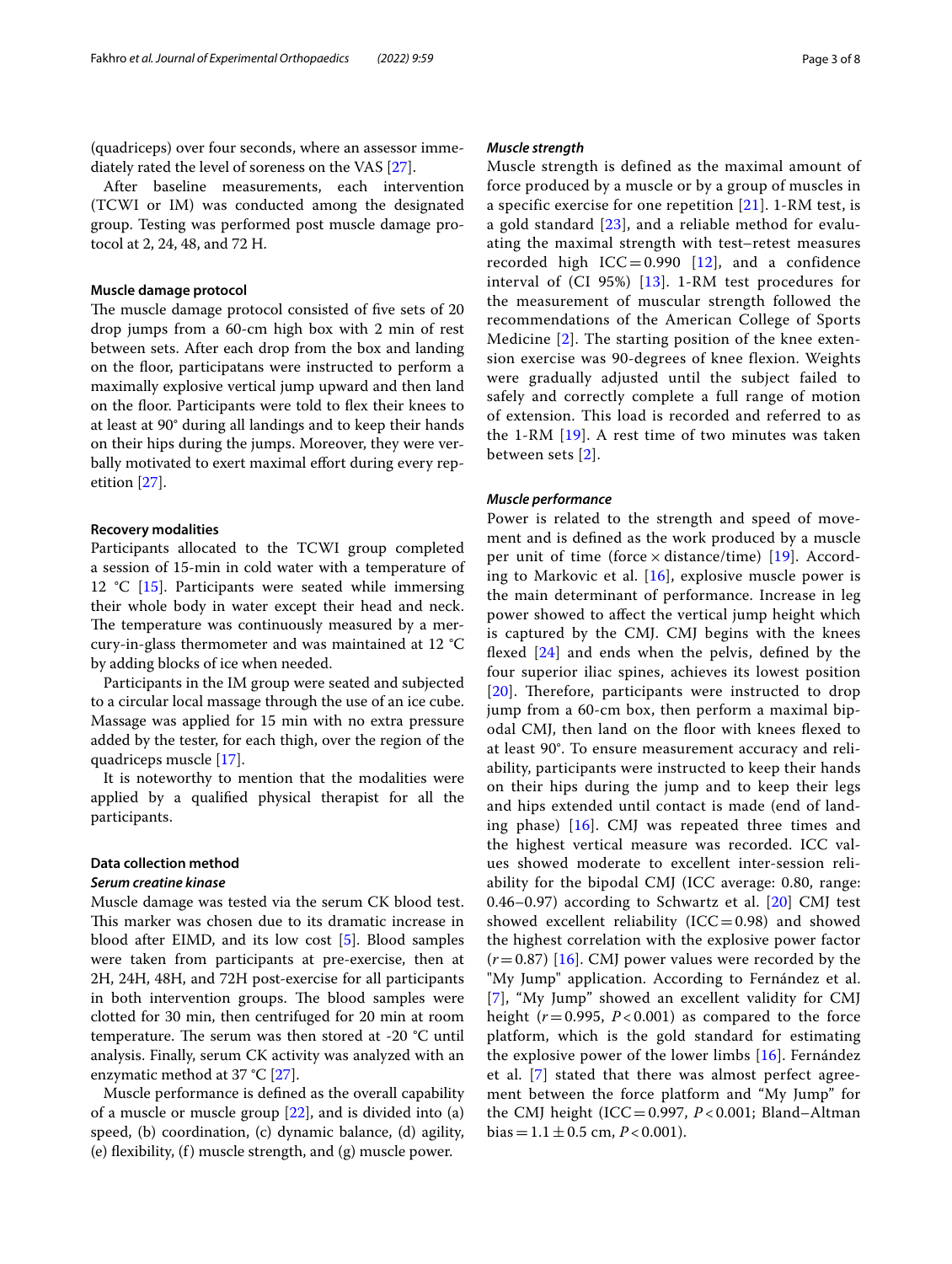(quadriceps) over four seconds, where an assessor immediately rated the level of soreness on the VAS [27].

After baseline measurements, each intervention (TCWI or IM) was conducted among the designated group. Testing was performed post muscle damage protocol at 2, 24, 48, and 72 H.

### Muscle damage protocol

The muscle damage protocol consisted of five sets of 20 drop jumps from a 60-cm high box with 2 min of rest between sets. After each drop from the box and landing on the floor, participatans were instructed to perform a maximally explosive vertical jump upward and then land on the floor. Participants were told to flex their knees to at least at 90° during all landings and to keep their hands on their hips during the jumps. Moreover, they were verbally motivated to exert maximal effort during every repetition [27].

### Recovery modalities

Participants allocated to the TCWI group completed a session of 15-min in cold water with a temperature of 12 °C [15]. Participants were seated while immersing their whole body in water except their head and neck. The temperature was continuously measured by a mercury-in-glass thermometer and was maintained at 12 °C by adding blocks of ice when needed.

Participants in the IM group were seated and subjected to a circular local massage through the use of an ice cube. Massage was applied for 15 min with no extra pressure added by the tester, for each thigh, over the region of the quadriceps muscle [17].

It is noteworthy to mention that the modalities were applied by a qualified physical therapist for all the participants.

### Data collection method

#### *Serum creatine kinase*

Muscle damage was tested via the serum CK blood test. This marker was chosen due to its dramatic increase in blood after EIMD, and its low cost [5]. Blood samples were taken from participants at pre-exercise, then at 2H, 24H, 48H, and 72H post-exercise for all participants in both intervention groups. The blood samples were clotted for 30 min, then centrifuged for 20 min at room temperature. The serum was then stored at -20 °C until analysis. Finally, serum CK activity was analyzed with an enzymatic method at 37 °C [27].

Muscle performance is defined as the overall capability of a muscle or muscle group [22], and is divided into (a) speed, (b) coordination, (c) dynamic balance, (d) agility, (e) flexibility, (f) muscle strength, and (g) muscle power.

#### *Muscle strength*

Muscle strength is defined as the maximal amount of force produced by a muscle or by a group of muscles in a specific exercise for one repetition [21]. 1-RM test, is a gold standard [23], and a reliable method for evaluating the maximal strength with test–retest measures recorded high ICC = 0.990 [12], and a confidence interval of (CI 95%) [13]. 1-RM test procedures for the measurement of muscular strength followed the recommendations of the American College of Sports Medicine [2]. The starting position of the knee extension exercise was 90-degrees of knee flexion. Weights were gradually adjusted until the subject failed to safely and correctly complete a full range of motion of extension. This load is recorded and referred to as the 1-RM [19]. A rest time of two minutes was taken between sets [2].

#### *Muscle performance*

Power is related to the strength and speed of movement and is defined as the work produced by a muscle per unit of time (force × distance/time) [19]. According to Markovic et al. [16], explosive muscle power is the main determinant of performance. Increase in leg power showed to affect the vertical jump height which is captured by the CMJ. CMJ begins with the knees flexed [24] and ends when the pelvis, defined by the four superior iliac spines, achieves its lowest position [20]. Therefore, participants were instructed to drop jump from a 60-cm box, then perform a maximal bipodal CMJ, then land on the floor with knees flexed to at least 90°. To ensure measurement accuracy and reliability, participants were instructed to keep their hands on their hips during the jump and to keep their legs and hips extended until contact is made (end of landing phase) [16]. CMJ was repeated three times and the highest vertical measure was recorded. ICC values showed moderate to excellent inter-session reliability for the bipodal CMJ (ICC average: 0.80, range: 0.46–0.97) according to Schwartz et al. [20] CMJ test showed excellent reliability (ICC = 0.98) and showed the highest correlation with the explosive power factor ($r = 0.87$) [16]. CMJ power values were recorded by the "My Jump" application. According to Fernández et al. [7], "My Jump" showed an excellent validity for CMJ height ($r = 0.995$, $P < 0.001$) as compared to the force platform, which is the gold standard for estimating the explosive power of the lower limbs [16]. Fernández et al. [7] stated that there was almost perfect agreement between the force platform and "My Jump" for the CMJ height (ICC = 0.997, $P < 0.001$; Bland–Altman bias = 1.1 ± 0.5 cm, $P < 0.001$).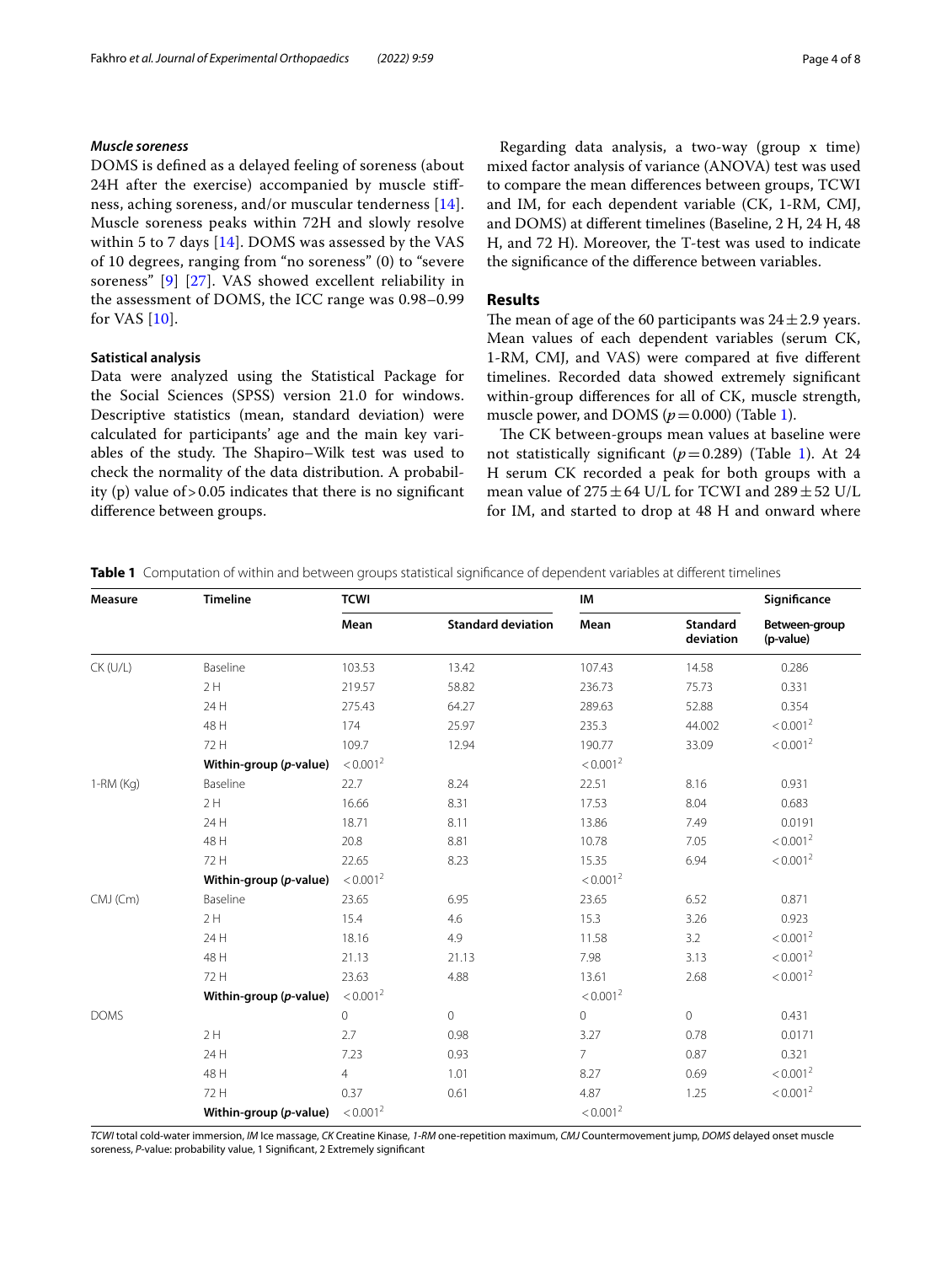### *Muscle soreness*

DOMS is defined as a delayed feeling of soreness (about 24H after the exercise) accompanied by muscle stiffness, aching soreness, and/or muscular tenderness [14]. Muscle soreness peaks within 72H and slowly resolve within 5 to 7 days [14]. DOMS was assessed by the VAS of 10 degrees, ranging from "no soreness" (0) to "severe soreness" [9] [27]. VAS showed excellent reliability in the assessment of DOMS, the ICC range was 0.98–0.99 for VAS [10].

### Satistical analysis

Data were analyzed using the Statistical Package for the Social Sciences (SPSS) version 21.0 for windows. Descriptive statistics (mean, standard deviation) were calculated for participants' age and the main key variables of the study. The Shapiro–Wilk test was used to check the normality of the data distribution. A probability (p) value of > 0.05 indicates that there is no significant difference between groups.

Regarding data analysis, a two-way (group x time) mixed factor analysis of variance (ANOVA) test was used to compare the mean differences between groups, TCWI and IM, for each dependent variable (CK, 1-RM, CMJ, and DOMS) at different timelines (Baseline, 2 H, 24 H, 48 H, and 72 H). Moreover, the T-test was used to indicate the significance of the difference between variables.

## Results

The mean of age of the 60 participants was $24 \pm 2.9$ years. Mean values of each dependent variables (serum CK, 1-RM, CMJ, and VAS) were compared at five different timelines. Recorded data showed extremely significant within-group differences for all of CK, muscle strength, muscle power, and DOMS ($p = 0.000$) (Table 1).

The CK between-groups mean values at baseline were not statistically significant ($p = 0.289$) (Table 1). At 24 H serum CK recorded a peak for both groups with a mean value of $275 \pm 64$ U/L for TCWI and $289 \pm 52$ U/L for IM, and started to drop at 48 H and onward where

**Table 1** Computation of within and between groups statistical significance of dependent variables at different timelines

| Measure | Timeline | TCWI | | IM | | Significance |
|---|---|---|---|---|---|---|
| | | Mean | Standard deviation | Mean | Standard deviation | Between-group (p-value) |
| CK (U/L) | Baseline | 103.53 | 13.42 | 107.43 | 14.58 | 0.286 |
| | 2 H | 219.57 | 58.82 | 236.73 | 75.73 | 0.331 |
| | 24 H | 275.43 | 64.27 | 289.63 | 52.88 | 0.354 |
| | 48 H | 174 | 25.97 | 235.3 | 44.002 | < 0.001[2] |
| | 72 H | 109.7 | 12.94 | 190.77 | 33.09 | < 0.001[2] |
| | **Within-group (*p*-value)** | < 0.001[2] | | < 0.001[2] | | |
| 1-RM (Kg) | Baseline | 22.7 | 8.24 | 22.51 | 8.16 | 0.931 |
| | 2 H | 16.66 | 8.31 | 17.53 | 8.04 | 0.683 |
| | 24 H | 18.71 | 8.11 | 13.86 | 7.49 | 0.0191 |
| | 48 H | 20.8 | 8.81 | 10.78 | 7.05 | < 0.001[2] |
| | 72 H | 22.65 | 8.23 | 15.35 | 6.94 | < 0.001[2] |
| | **Within-group (*p*-value)** | < 0.001[2] | | < 0.001[2] | | |
| CMJ (Cm) | Baseline | 23.65 | 6.95 | 23.65 | 6.52 | 0.871 |
| | 2 H | 15.4 | 4.6 | 15.3 | 3.26 | 0.923 |
| | 24 H | 18.16 | 4.9 | 11.58 | 3.2 | < 0.001[2] |
| | 48 H | 21.13 | 21.13 | 7.98 | 3.13 | < 0.001[2] |
| | 72 H | 23.63 | 4.88 | 13.61 | 2.68 | < 0.001[2] |
| | **Within-group (*p*-value)** | < 0.001[2] | | < 0.001[2] | | |
| DOMS | | 0 | 0 | 0 | 0 | 0.431 |
| | 2 H | 2.7 | 0.98 | 3.27 | 0.78 | 0.0171 |
| | 24 H | 7.23 | 0.93 | 7 | 0.87 | 0.321 |
| | 48 H | 4 | 1.01 | 8.27 | 0.69 | < 0.001[2] |
| | 72 H | 0.37 | 0.61 | 4.87 | 1.25 | < 0.001[2] |
| | **Within-group (*p*-value)** | < 0.001[2] | | < 0.001[2] | | |

*TCWI* total cold-water immersion, *IM* Ice massage, *CK* Creatine Kinase, *1-RM* one-repetition maximum, *CMJ* Countermovement jump, *DOMS* delayed onset muscle soreness, *P*-value: probability value, 1 Significant, 2 Extremely significant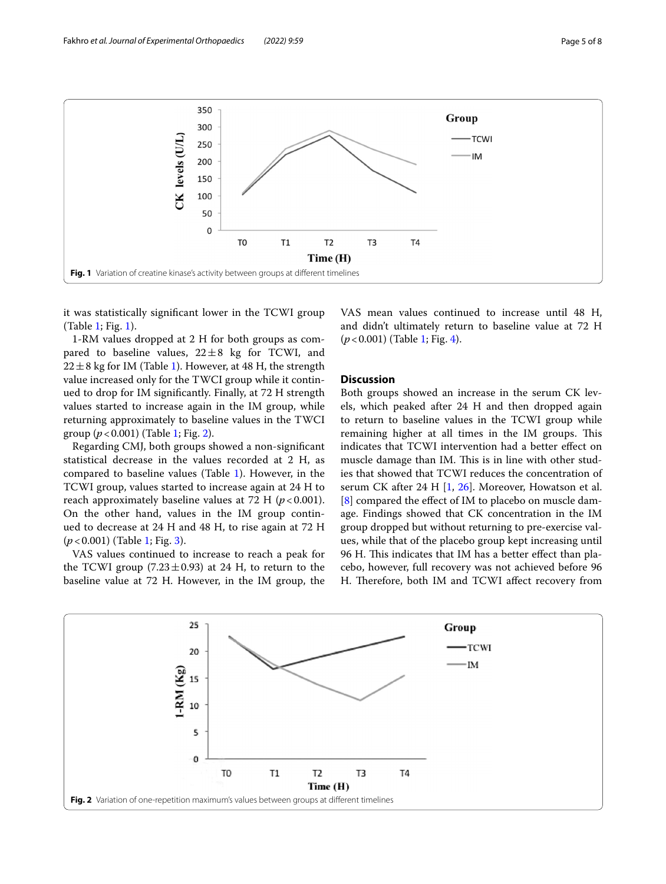Fig. 1 Variation of creatine kinase's activity between groups at different timelines

it was statistically significant lower in the TCWI group (Table 1; Fig. 1).

1-RM values dropped at 2 H for both groups as compared to baseline values, $22 \pm 8$ kg for TCWI, and $22 \pm 8$ kg for IM (Table 1). However, at 48 H, the strength value increased only for the TWCI group while it continued to drop for IM significantly. Finally, at 72 H strength values started to increase again in the IM group, while returning approximately to baseline values in the TWCI group ($p < 0.001$) (Table 1; Fig. 2).

Regarding CMJ, both groups showed a non-significant statistical decrease in the values recorded at 2 H, as compared to baseline values (Table 1). However, in the TCWI group, values started to increase again at 24 H to reach approximately baseline values at 72 H ($p < 0.001$). On the other hand, values in the IM group continued to decrease at 24 H and 48 H, to rise again at 72 H ($p < 0.001$) (Table 1; Fig. 3).

VAS values continued to increase to reach a peak for the TCWI group ($7.23 \pm 0.93$) at 24 H, to return to the baseline value at 72 H. However, in the IM group, the VAS mean values continued to increase until 48 H, and didn't ultimately return to baseline value at 72 H ($p < 0.001$) (Table 1; Fig. 4).

## Discussion

Both groups showed an increase in the serum CK levels, which peaked after 24 H and then dropped again to return to baseline values in the TCWI group while remaining higher at all times in the IM groups. This indicates that TCWI intervention had a better effect on muscle damage than IM. This is in line with other studies that showed that TCWI reduces the concentration of serum CK after 24 H [1, 26]. Moreover, Howatson et al. [8] compared the effect of IM to placebo on muscle damage. Findings showed that CK concentration in the IM group dropped but without returning to pre-exercise values, while that of the placebo group kept increasing until 96 H. This indicates that IM has a better effect than placebo, however, full recovery was not achieved before 96 H. Therefore, both IM and TCWI affect recovery from

Fig. 2 Variation of one-repetition maximum's values between groups at different timelines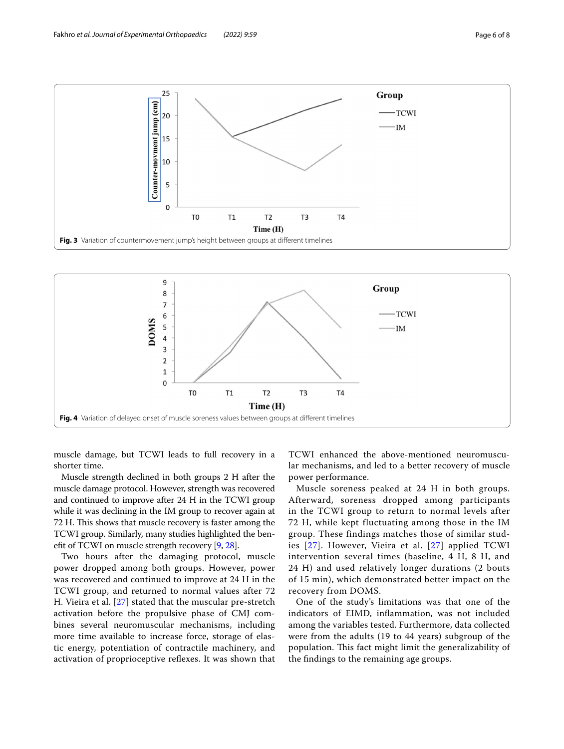Fig. 3 Variation of countermovement jump's height between groups at different timelines

Fig. 4 Variation of delayed onset of muscle soreness values between groups at different timelines

muscle damage, but TCWI leads to full recovery in a shorter time.

Muscle strength declined in both groups 2 H after the muscle damage protocol. However, strength was recovered and continued to improve after 24 H in the TCWI group while it was declining in the IM group to recover again at 72 H. This shows that muscle recovery is faster among the TCWI group. Similarly, many studies highlighted the benefit of TCWI on muscle strength recovery [9, 28].

Two hours after the damaging protocol, muscle power dropped among both groups. However, power was recovered and continued to improve at 24 H in the TCWI group, and returned to normal values after 72 H. Vieira et al. [27] stated that the muscular pre-stretch activation before the propulsive phase of CMJ combines several neuromuscular mechanisms, including more time available to increase force, storage of elastic energy, potentiation of contractile machinery, and activation of proprioceptive reflexes. It was shown that TCWI enhanced the above-mentioned neuromuscular mechanisms, and led to a better recovery of muscle power performance.

Muscle soreness peaked at 24 H in both groups. Afterward, soreness dropped among participants in the TCWI group to return to normal levels after 72 H, while kept fluctuating among those in the IM group. These findings matches those of similar studies [27]. However, Vieira et al. [27] applied TCWI intervention several times (baseline, 4 H, 8 H, and 24 H) and used relatively longer durations (2 bouts of 15 min), which demonstrated better impact on the recovery from DOMS.

One of the study's limitations was that one of the indicators of EIMD, inflammation, was not included among the variables tested. Furthermore, data collected were from the adults (19 to 44 years) subgroup of the population. This fact might limit the generalizability of the findings to the remaining age groups.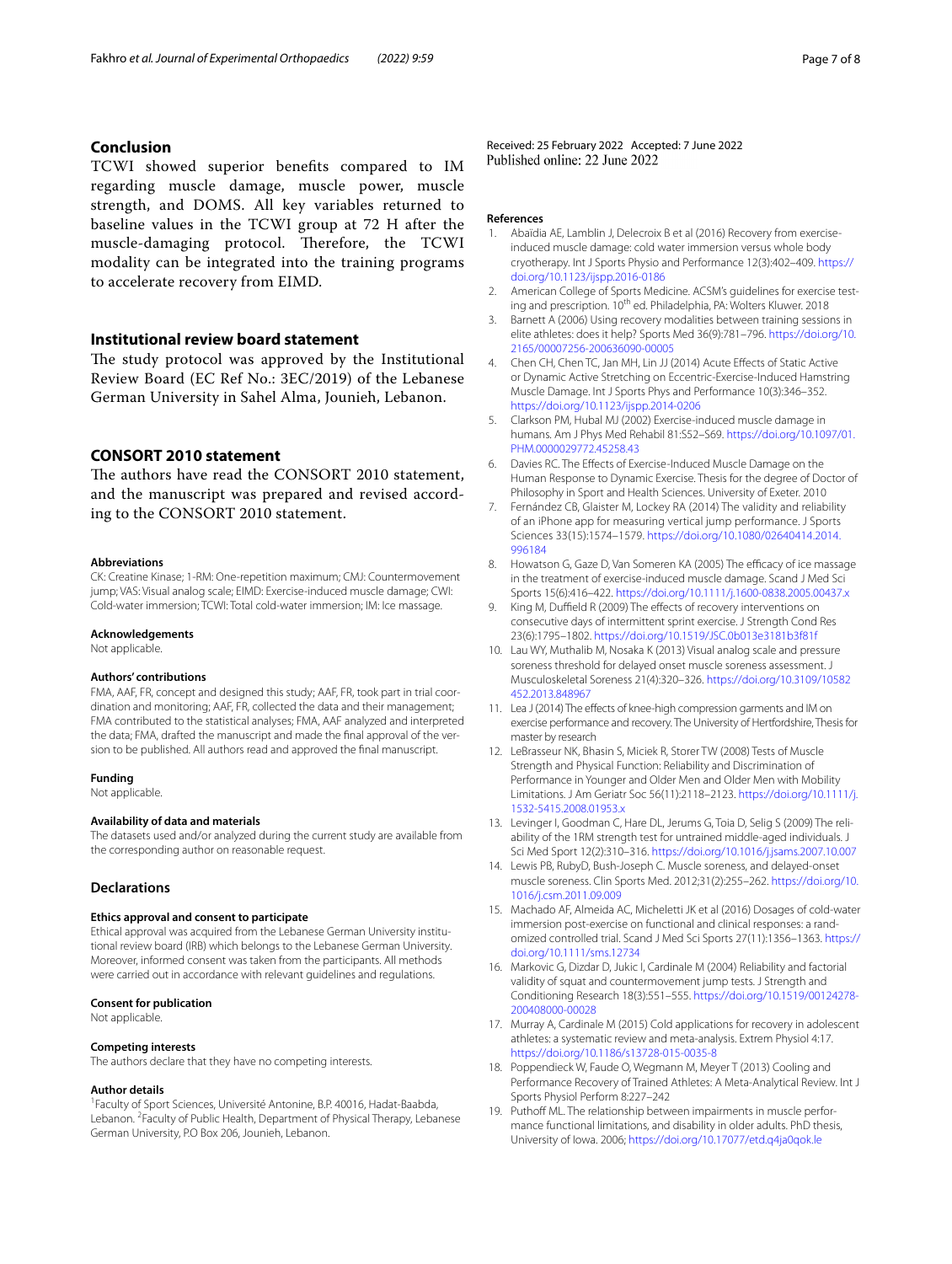## Conclusion

TCWI showed superior benefits compared to IM regarding muscle damage, muscle power, muscle strength, and DOMS. All key variables returned to baseline values in the TCWI group at 72 H after the muscle-damaging protocol. Therefore, the TCWI modality can be integrated into the training programs to accelerate recovery from EIMD.

## Institutional review board statement

The study protocol was approved by the Institutional Review Board (EC Ref No.: 3EC/2019) of the Lebanese German University in Sahel Alma, Jounieh, Lebanon.

## CONSORT 2010 statement

The authors have read the CONSORT 2010 statement, and the manuscript was prepared and revised according to the CONSORT 2010 statement.

#### Abbreviations

CK: Creatine Kinase; 1-RM: One-repetition maximum; CMJ: Countermovement jump; VAS: Visual analog scale; EIMD: Exercise-induced muscle damage; CWI: Cold-water immersion; TCWI: Total cold-water immersion; IM: Ice massage.

#### Acknowledgements

Not applicable.

#### Authors' contributions

FMA, AAF, FR, concept and designed this study; AAF, FR, took part in trial coordination and monitoring; AAF, FR, collected the data and their management; FMA contributed to the statistical analyses; FMA, AAF analyzed and interpreted the data; FMA, drafted the manuscript and made the final approval of the version to be published. All authors read and approved the final manuscript.

#### Funding

Not applicable.

#### Availability of data and materials

The datasets used and/or analyzed during the current study are available from the corresponding author on reasonable request.

## Declarations

#### Ethics approval and consent to participate

Ethical approval was acquired from the Lebanese German University institutional review board (IRB) which belongs to the Lebanese German University. Moreover, informed consent was taken from the participants. All methods were carried out in accordance with relevant guidelines and regulations.

#### Consent for publication

Not applicable.

#### Competing interests

The authors declare that they have no competing interests.

#### Author details

[1]Faculty of Sport Sciences, Université Antonine, B.P. 40016, Hadat-Baabda, Lebanon. [2]Faculty of Public Health, Department of Physical Therapy, Lebanese German University, P.O Box 206, Jounieh, Lebanon.

Received: 25 February 2022 Accepted: 7 June 2022
Published online: 22 June 2022

#### References

1. Abaïdia AE, Lamblin J, Delecroix B et al (2016) Recovery from exercise-induced muscle damage: cold water immersion versus whole body cryotherapy. Int J Sports Physio and Performance 12(3):402–409. https://doi.org/10.1123/ijspp.2016-0186
2. American College of Sports Medicine. ACSM's guidelines for exercise testing and prescription. 10th ed. Philadelphia, PA: Wolters Kluwer. 2018
3. Barnett A (2006) Using recovery modalities between training sessions in elite athletes: does it help? Sports Med 36(9):781–796. https://doi.org/10.2165/00007256-200636090-00005
4. Chen CH, Chen TC, Jan MH, Lin JJ (2014) Acute Effects of Static Active or Dynamic Active Stretching on Eccentric-Exercise-Induced Hamstring Muscle Damage. Int J Sports Phys and Performance 10(3):346–352. https://doi.org/10.1123/ijspp.2014-0206
5. Clarkson PM, Hubal MJ (2002) Exercise-induced muscle damage in humans. Am J Phys Med Rehabil 81:S52–S69. https://doi.org/10.1097/01.PHM.0000029772.45258.43
6. Davies RC. The Effects of Exercise-Induced Muscle Damage on the Human Response to Dynamic Exercise. Thesis for the degree of Doctor of Philosophy in Sport and Health Sciences. University of Exeter. 2010
7. Fernández CB, Glaister M, Lockey RA (2014) The validity and reliability of an iPhone app for measuring vertical jump performance. J Sports Sciences 33(15):1574–1579. https://doi.org/10.1080/02640414.2014.996184
8. Howatson G, Gaze D, Van Someren KA (2005) The efficacy of ice massage in the treatment of exercise-induced muscle damage. Scand J Med Sci Sports 15(6):416–422. https://doi.org/10.1111/j.1600-0838.2005.00437.x
9. King M, Duffield R (2009) The effects of recovery interventions on consecutive days of intermittent sprint exercise. J Strength Cond Res 23(6):1795–1802. https://doi.org/10.1519/JSC.0b013e3181b3f81f
10. Lau WY, Muthalib M, Nosaka K (2013) Visual analog scale and pressure soreness threshold for delayed onset muscle soreness assessment. J Musculoskeletal Soreness 21(4):320–326. https://doi.org/10.3109/10582452.2013.848967
11. Lea J (2014) The effects of knee-high compression garments and IM on exercise performance and recovery. The University of Hertfordshire, Thesis for master by research
12. LeBrasseur NK, Bhasin S, Miciek R, Storer TW (2008) Tests of Muscle Strength and Physical Function: Reliability and Discrimination of Performance in Younger and Older Men and Older Men with Mobility Limitations. J Am Geriatr Soc 56(11):2118–2123. https://doi.org/10.1111/j.1532-5415.2008.01953.x
13. Levinger I, Goodman C, Hare DL, Jerums G, Toia D, Selig S (2009) The reliability of the 1RM strength test for untrained middle-aged individuals. J Sci Med Sport 12(2):310–316. https://doi.org/10.1016/j.jsams.2007.10.007
14. Lewis PB, RubyD, Bush-Joseph C. Muscle soreness, and delayed-onset muscle soreness. Clin Sports Med. 2012;31(2):255–262. https://doi.org/10.1016/j.csm.2011.09.009
15. Machado AF, Almeida AC, Micheletti JK et al (2016) Dosages of cold-water immersion post-exercise on functional and clinical responses: a randomized controlled trial. Scand J Med Sci Sports 27(11):1356–1363. https://doi.org/10.1111/sms.12734
16. Markovic G, Dizdar D, Jukic I, Cardinale M (2004) Reliability and factorial validity of squat and countermovement jump tests. J Strength and Conditioning Research 18(3):551–555. https://doi.org/10.1519/00124278-200408000-00028
17. Murray A, Cardinale M (2015) Cold applications for recovery in adolescent athletes: a systematic review and meta-analysis. Extrem Physiol 4:17. https://doi.org/10.1186/s13728-015-0035-8
18. Poppendieck W, Faude O, Wegmann M, Meyer T (2013) Cooling and Performance Recovery of Trained Athletes: A Meta-Analytical Review. Int J Sports Physiol Perform 8:227–242
19. Puthoff ML. The relationship between impairments in muscle performance functional limitations, and disability in older adults. PhD thesis, University of Iowa. 2006; https://doi.org/10.17077/etd.q4ja0qok.le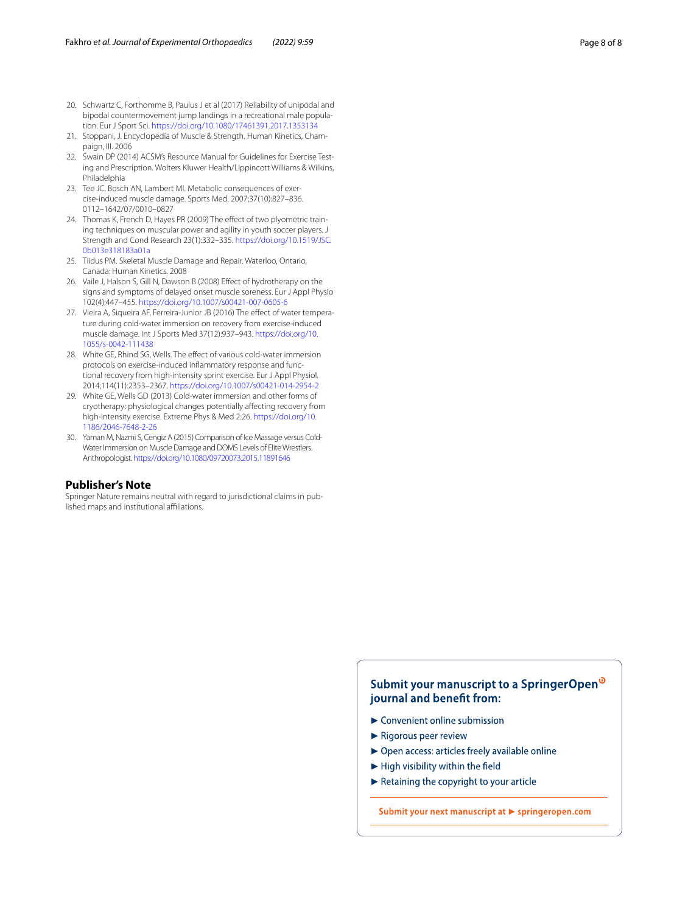20. Schwartz C, Forthomme B, Paulus J et al (2017) Reliability of unipodal and bipodal countermovement jump landings in a recreational male population. Eur J Sport Sci. https://doi.org/10.1080/17461391.2017.1353134
21. Stoppani, J. Encyclopedia of Muscle & Strength. Human Kinetics, Champaign, Ill. 2006
22. Swain DP (2014) ACSM's Resource Manual for Guidelines for Exercise Testing and Prescription. Wolters Kluwer Health/Lippincott Williams & Wilkins, Philadelphia
23. Tee JC, Bosch AN, Lambert MI. Metabolic consequences of exercise-induced muscle damage. Sports Med. 2007;37(10):827–836. 0112–1642/07/0010–0827
24. Thomas K, French D, Hayes PR (2009) The effect of two plyometric training techniques on muscular power and agility in youth soccer players. J Strength and Cond Research 23(1):332–335. https://doi.org/10.1519/JSC.0b013e318183a01a
25. Tiidus PM. Skeletal Muscle Damage and Repair. Waterloo, Ontario, Canada: Human Kinetics. 2008
26. Vaile J, Halson S, Gill N, Dawson B (2008) Effect of hydrotherapy on the signs and symptoms of delayed onset muscle soreness. Eur J Appl Physio 102(4):447–455. https://doi.org/10.1007/s00421-007-0605-6
27. Vieira A, Siqueira AF, Ferreira-Junior JB (2016) The effect of water temperature during cold-water immersion on recovery from exercise-induced muscle damage. Int J Sports Med 37(12):937–943. https://doi.org/10.1055/s-0042-111438
28. White GE, Rhind SG, Wells. The effect of various cold-water immersion protocols on exercise-induced inflammatory response and functional recovery from high-intensity sprint exercise. Eur J Appl Physiol. 2014;114(11):2353–2367. https://doi.org/10.1007/s00421-014-2954-2
29. White GE, Wells GD (2013) Cold-water immersion and other forms of cryotherapy: physiological changes potentially affecting recovery from high-intensity exercise. Extreme Phys & Med 2:26. https://doi.org/10.1186/2046-7648-2-26
30. Yaman M, Nazmi S, Cengiz A (2015) Comparison of Ice Massage versus Cold-Water Immersion on Muscle Damage and DOMS Levels of Elite Wrestlers. Anthropologist. https://doi.org/10.1080/09720073.2015.11891646

## Publisher's Note

Springer Nature remains neutral with regard to jurisdictional claims in published maps and institutional affiliations.

**Submit your manuscript to a SpringerOpen journal and benefit from:**

- ► Convenient online submission
- ► Rigorous peer review
- ► Open access: articles freely available online
- ► High visibility within the field
- ► Retaining the copyright to your article

**Submit your next manuscript at ► springeropen.com**